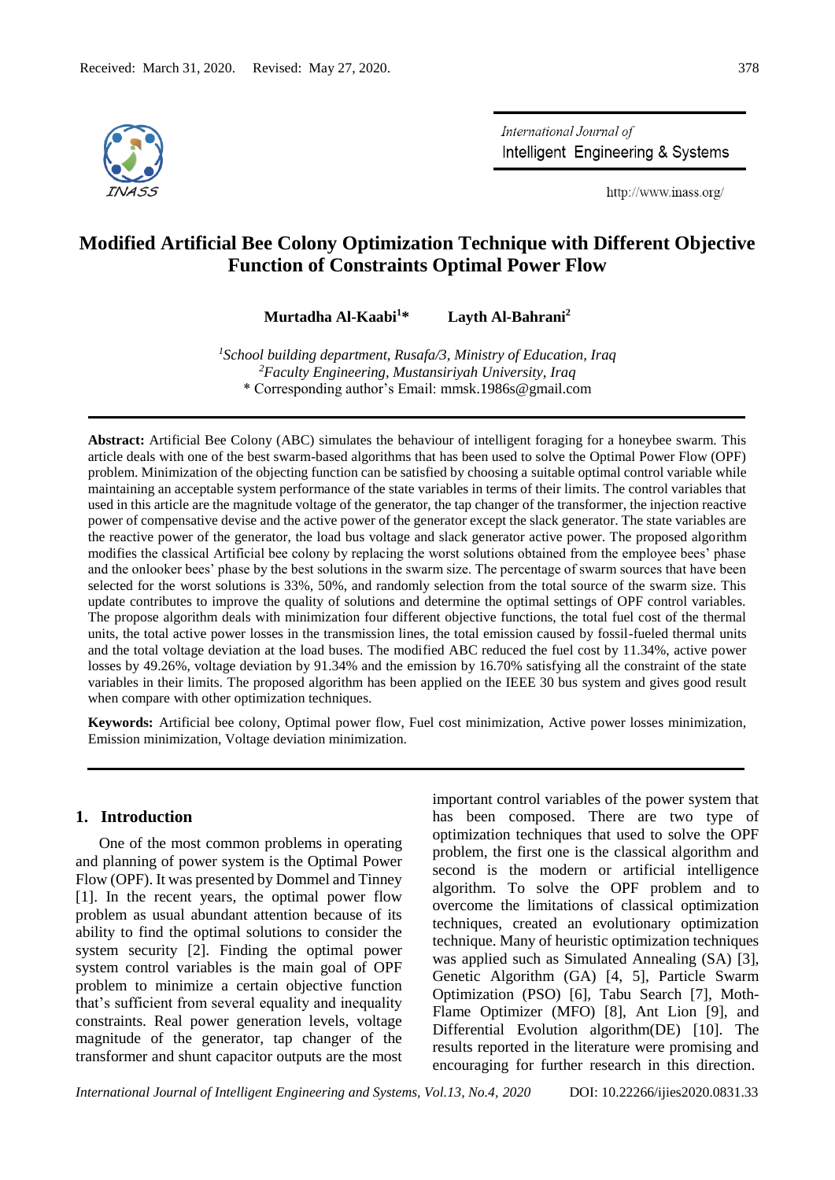Received: March 31, 2020. Revised: May 27, 2020.

# Modified Artificial Bee Colony Optimization Technique with Different Objective Function of Constraints Optimal Power Flow

**Murtadha Al-Kaabi[1]\*** **Layth Al-Bahrani[2]**

[1]*School building department, Rusafa/3, Ministry of Education, Iraq*
[2]*Faculty Engineering, Mustansiriyah University, Iraq*
\* Corresponding author's Email: mmsk.1986s@gmail.com

**Abstract:** Artificial Bee Colony (ABC) simulates the behaviour of intelligent foraging for a honeybee swarm. This article deals with one of the best swarm-based algorithms that has been used to solve the Optimal Power Flow (OPF) problem. Minimization of the objecting function can be satisfied by choosing a suitable optimal control variable while maintaining an acceptable system performance of the state variables in terms of their limits. The control variables that used in this article are the magnitude voltage of the generator, the tap changer of the transformer, the injection reactive power of compensative devise and the active power of the generator except the slack generator. The state variables are the reactive power of the generator, the load bus voltage and slack generator active power. The proposed algorithm modifies the classical Artificial bee colony by replacing the worst solutions obtained from the employee bees' phase and the onlooker bees' phase by the best solutions in the swarm size. The percentage of swarm sources that have been selected for the worst solutions is 33%, 50%, and randomly selection from the total source of the swarm size. This update contributes to improve the quality of solutions and determine the optimal settings of OPF control variables. The propose algorithm deals with minimization four different objective functions, the total fuel cost of the thermal units, the total active power losses in the transmission lines, the total emission caused by fossil-fueled thermal units and the total voltage deviation at the load buses. The modified ABC reduced the fuel cost by 11.34%, active power losses by 49.26%, voltage deviation by 91.34% and the emission by 16.70% satisfying all the constraint of the state variables in their limits. The proposed algorithm has been applied on the IEEE 30 bus system and gives good result when compare with other optimization techniques.

**Keywords:** Artificial bee colony, Optimal power flow, Fuel cost minimization, Active power losses minimization, Emission minimization, Voltage deviation minimization.

## 1. Introduction

One of the most common problems in operating and planning of power system is the Optimal Power Flow (OPF). It was presented by Dommel and Tinney [1]. In the recent years, the optimal power flow problem as usual abundant attention because of its ability to find the optimal solutions to consider the system security [2]. Finding the optimal power system control variables is the main goal of OPF problem to minimize a certain objective function that's sufficient from several equality and inequality constraints. Real power generation levels, voltage magnitude of the generator, tap changer of the transformer and shunt capacitor outputs are the most important control variables of the power system that has been composed. There are two type of optimization techniques that used to solve the OPF problem, the first one is the classical algorithm and second is the modern or artificial intelligence algorithm. To solve the OPF problem and to overcome the limitations of classical optimization techniques, created an evolutionary optimization technique. Many of heuristic optimization techniques was applied such as Simulated Annealing (SA) [3], Genetic Algorithm (GA) [4, 5], Particle Swarm Optimization (PSO) [6], Tabu Search [7], Moth-Flame Optimizer (MFO) [8], Ant Lion [9], and Differential Evolution algorithm(DE) [10]. The results reported in the literature were promising and encouraging for further research in this direction.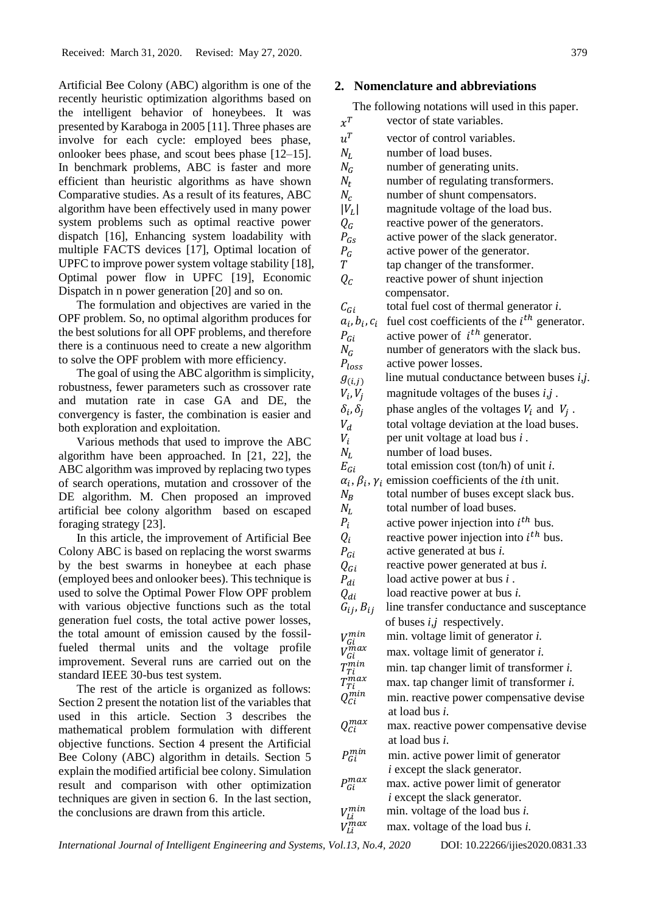Artificial Bee Colony (ABC) algorithm is one of the recently heuristic optimization algorithms based on the intelligent behavior of honeybees. It was presented by Karaboga in 2005 [11]. Three phases are involve for each cycle: employed bees phase, onlooker bees phase, and scout bees phase [12–15]. In benchmark problems, ABC is faster and more efficient than heuristic algorithms as have shown Comparative studies. As a result of its features, ABC algorithm have been effectively used in many power system problems such as optimal reactive power dispatch [16], Enhancing system loadability with multiple FACTS devices [17], Optimal location of UPFC to improve power system voltage stability [18], Optimal power flow in UPFC [19], Economic Dispatch in n power generation [20] and so on.

The formulation and objectives are varied in the OPF problem. So, no optimal algorithm produces for the best solutions for all OPF problems, and therefore there is a continuous need to create a new algorithm to solve the OPF problem with more efficiency.

The goal of using the ABC algorithm is simplicity, robustness, fewer parameters such as crossover rate and mutation rate in case GA and DE, the convergency is faster, the combination is easier and both exploration and exploitation.

Various methods that used to improve the ABC algorithm have been approached. In [21, 22], the ABC algorithm was improved by replacing two types of search operations, mutation and crossover of the DE algorithm. M. Chen proposed an improved artificial bee colony algorithm based on escaped foraging strategy [23].

In this article, the improvement of Artificial Bee Colony ABC is based on replacing the worst swarms by the best swarms in honeybee at each phase (employed bees and onlooker bees). This technique is used to solve the Optimal Power Flow OPF problem with various objective functions such as the total generation fuel costs, the total active power losses, the total amount of emission caused by the fossil-fueled thermal units and the voltage profile improvement. Several runs are carried out on the standard IEEE 30-bus test system.

The rest of the article is organized as follows: Section 2 present the notation list of the variables that used in this article. Section 3 describes the mathematical problem formulation with different objective functions. Section 4 present the Artificial Bee Colony (ABC) algorithm in details. Section 5 explain the modified artificial bee colony. Simulation result and comparison with other optimization techniques are given in section 6. In the last section, the conclusions are drawn from this article.

## 2. Nomenclature and abbreviations

The following notations will used in this paper.

| | |
|---|---|
| $x^T$ | vector of state variables. |
| $u^T$ | vector of control variables. |
| $N_L$ | number of load buses. |
| $N_G$ | number of generating units. |
| $N_t$ | number of regulating transformers. |
| $N_c$ | number of shunt compensators. |
| $\lvert V_L \rvert$ | magnitude voltage of the load bus. |
| $Q_G$ | reactive power of the generators. |
| $P_{Gs}$ | active power of the slack generator. |
| $P_G$ | active power of the generator. |
| $T$ | tap changer of the transformer. |
| $Q_C$ | reactive power of shunt injection compensator. |
| $C_{Gi}$ | total fuel cost of thermal generator *i*. |
| $a_i, b_i, c_i$ | fuel cost coefficients of the $i^{th}$ generator. |
| $P_{Gi}$ | active power of $i^{th}$ generator. |
| $N_G$ | number of generators with the slack bus. |
| $P_{loss}$ | active power losses. |
| $g_{(i,j)}$ | line mutual conductance between buses *i*,*j*. |
| $V_i, V_j$ | magnitude voltages of the buses *i*,*j* . |
| $\delta_i, \delta_j$ | phase angles of the voltages $V_i$ and $V_j$ . |
| $V_d$ | total voltage deviation at the load buses. |
| $V_i$ | per unit voltage at load bus *i* . |
| $N_L$ | number of load buses. |
| $E_{Gi}$ | total emission cost (ton/h) of unit *i*. |
| $\alpha_i, \beta_i, \gamma_i$ | emission coefficients of the *i*th unit. |
| $N_B$ | total number of buses except slack bus. |
| $N_L$ | total number of load buses. |
| $P_i$ | active power injection into $i^{th}$ bus. |
| $Q_i$ | reactive power injection into $i^{th}$ bus. |
| $P_{Gi}$ | active generated at bus *i*. |
| $Q_{Gi}$ | reactive power generated at bus *i*. |
| $P_{di}$ | load active power at bus *i* . |
| $Q_{di}$ | load reactive power at bus *i*. |
| $G_{ij}, B_{ij}$ | line transfer conductance and susceptance of buses *i*,*j* respectively. |
| $V_{Gi}^{min}$ | min. voltage limit of generator *i*. |
| $V_{Gi}^{max}$ | max. voltage limit of generator *i*. |
| $T_{Ti}^{min}$ | min. tap changer limit of transformer *i*. |
| $T_{Ti}^{max}$ | max. tap changer limit of transformer *i*. |
| $Q_{Ci}^{min}$ | min. reactive power compensative devise at load bus *i*. |
| $Q_{Ci}^{max}$ | max. reactive power compensative devise at load bus *i*. |
| $P_{Gi}^{min}$ | min. active power limit of generator *i* except the slack generator. |
| $P_{Gi}^{max}$ | max. active power limit of generator *i* except the slack generator. |
| $V_{Li}^{min}$ | min. voltage of the load bus *i*. |
| $V_{Li}^{max}$ | max. voltage of the load bus *i*. |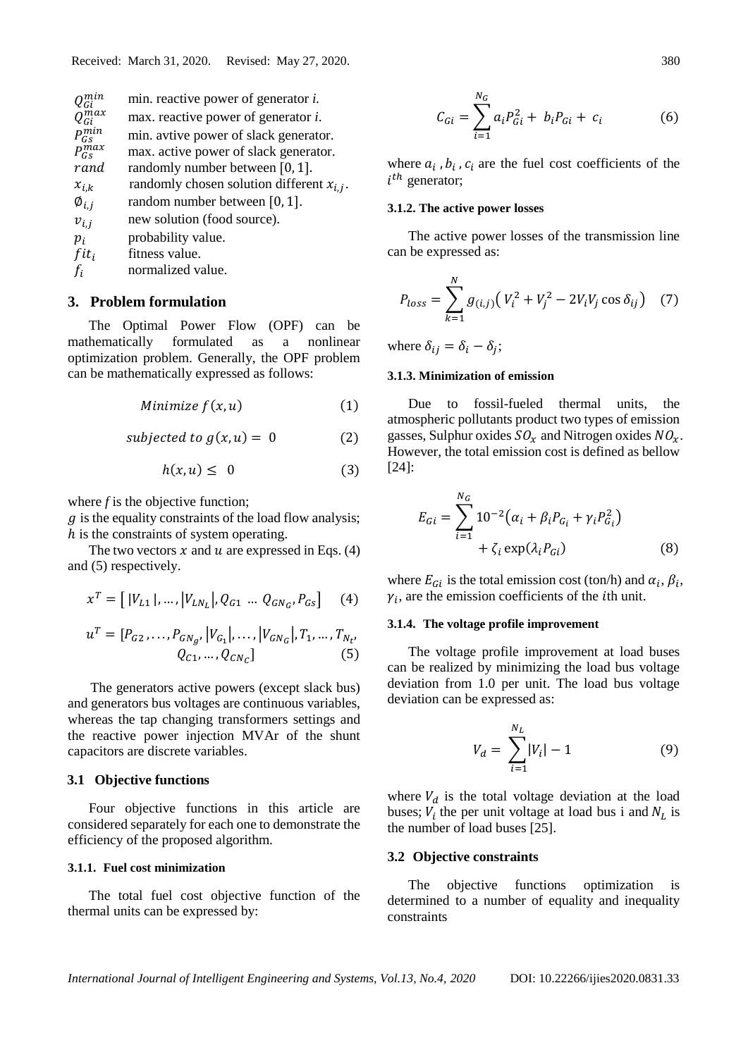| | |
|---|---|
| $Q_{Gi}^{min}$ | min. reactive power of generator *i*. |
| $Q_{Gi}^{max}$ | max. reactive power of generator *i*. |
| $P_{Gs}^{min}$ | min. avtive power of slack generator. |
| $P_{Gs}^{max}$ | max. active power of slack generator. |
| $rand$ | randomly number between $[0, 1]$. |
| $x_{i,k}$ | randomly chosen solution different $x_{i,j}$. |
| $\emptyset_{i,j}$ | random number between $[0, 1]$. |
| $v_{i,j}$ | new solution (food source). |
| $p_i$ | probability value. |
| $fit_i$ | fitness value. |
| $f_i$ | normalized value. |

## 3. Problem formulation

The Optimal Power Flow (OPF) can be mathematically formulated as a nonlinear optimization problem. Generally, the OPF problem can be mathematically expressed as follows:

$$Minimize\ f(x, u) \tag{1}$$

$$subjected\ to\ g(x, u) = 0 \tag{2}$$

$$h(x, u) \leq 0 \tag{3}$$

where *f* is the objective function;
$g$ is the equality constraints of the load flow analysis;
$h$ is the constraints of system operating.

The two vectors $x$ and $u$ are expressed in Eqs. (4) and (5) respectively.

$$x^T = \left[\,|V_{L1}|, \ldots, |V_{LN_L}|, Q_{G1} \ \ldots \ Q_{GN_G}, P_{Gs}\right] \tag{4}$$

$$u^T = [P_{G2}, \ldots, P_{GN_g}, |V_{G_1}|, \ldots, |V_{GN_G}|, T_1, \ldots, T_{N_t}, Q_{C1}, \ldots, Q_{CN_C}] \tag{5}$$

The generators active powers (except slack bus) and generators bus voltages are continuous variables, whereas the tap changing transformers settings and the reactive power injection MVAr of the shunt capacitors are discrete variables.

### 3.1 Objective functions

Four objective functions in this article are considered separately for each one to demonstrate the efficiency of the proposed algorithm.

#### 3.1.1. Fuel cost minimization

The total fuel cost objective function of the thermal units can be expressed by:

$$C_{Gi} = \sum_{i=1}^{N_G} a_i P_{Gi}^2 + b_i P_{Gi} + c_i \tag{6}$$

where $a_i$ , $b_i$ , $c_i$ are the fuel cost coefficients of the $i^{th}$ generator;

#### 3.1.2. The active power losses

The active power losses of the transmission line can be expressed as:

$$P_{loss} = \sum_{k=1}^{N} g_{(i,j)}\left(V_i^2 + V_j^2 - 2V_iV_j \cos\delta_{ij}\right) \tag{7}$$

where $\delta_{ij} = \delta_i - \delta_j$;

#### 3.1.3. Minimization of emission

Due to fossil-fueled thermal units, the atmospheric pollutants product two types of emission gasses, Sulphur oxides $SO_x$ and Nitrogen oxides $NO_x$. However, the total emission cost is defined as bellow [24]:

$$E_{Gi} = \sum_{i=1}^{N_G} 10^{-2}\left(\alpha_i + \beta_i P_{G_i} + \gamma_i P_{G_i}^2\right) + \zeta_i \exp(\lambda_i P_{Gi}) \tag{8}$$

where $E_{Gi}$ is the total emission cost (ton/h) and $\alpha_i$, $\beta_i$, $\gamma_i$, are the emission coefficients of the *i*th unit.

#### 3.1.4. The voltage profile improvement

The voltage profile improvement at load buses can be realized by minimizing the load bus voltage deviation from 1.0 per unit. The load bus voltage deviation can be expressed as:

$$V_d = \sum_{i=1}^{N_L} |V_i| - 1 \tag{9}$$

where $V_d$ is the total voltage deviation at the load buses; $V_i$ the per unit voltage at load bus i and $N_L$ is the number of load buses [25].

### 3.2 Objective constraints

The objective functions optimization is determined to a number of equality and inequality constraints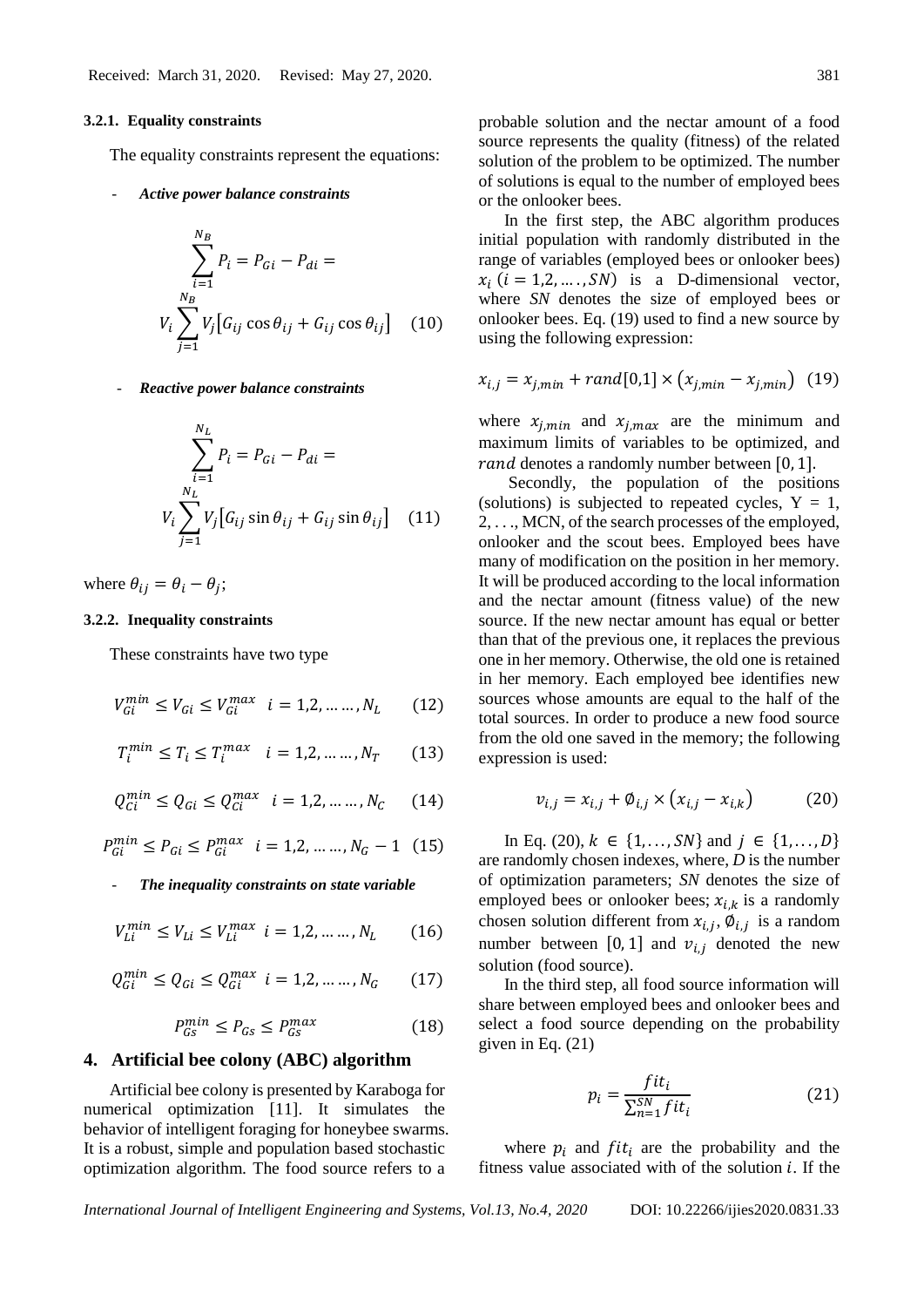#### 3.2.1. Equality constraints

The equality constraints represent the equations:

- ***Active power balance constraints***

$$\sum_{i=1}^{N_B} P_i = P_{Gi} - P_{di} = V_i \sum_{j=1}^{N_B} V_j \left[ G_{ij} \cos \theta_{ij} + G_{ij} \cos \theta_{ij} \right] \quad (10)$$

- ***Reactive power balance constraints***

$$\sum_{i=1}^{N_L} P_i = P_{Gi} - P_{di} = V_i \sum_{j=1}^{N_L} V_j \left[ G_{ij} \sin \theta_{ij} + G_{ij} \sin \theta_{ij} \right] \quad (11)$$

where $\theta_{ij} = \theta_i - \theta_j$;

#### 3.2.2. Inequality constraints

These constraints have two type

$$V_{Gi}^{min} \leq V_{Gi} \leq V_{Gi}^{max} \quad i = 1,2, \dots\dots, N_L \quad (12)$$

$$T_i^{min} \leq T_i \leq T_i^{max} \quad i = 1,2, \dots\dots, N_T \quad (13)$$

$$Q_{Ci}^{min} \leq Q_{Gi} \leq Q_{Ci}^{max} \quad i = 1,2, \dots\dots, N_C \quad (14)$$

$$P_{Gi}^{min} \leq P_{Gi} \leq P_{Gi}^{max} \quad i = 1,2, \dots\dots, N_G - 1 \quad (15)$$

- ***The inequality constraints on state variable***

$$V_{Li}^{min} \leq V_{Li} \leq V_{Li}^{max} \quad i = 1,2, \dots\dots, N_L \quad (16)$$

$$Q_{Gi}^{min} \leq Q_{Gi} \leq Q_{Gi}^{max} \quad i = 1,2, \dots\dots, N_G \quad (17)$$

$$P_{Gs}^{min} \leq P_{Gs} \leq P_{Gs}^{max} \quad (18)$$

## 4. Artificial bee colony (ABC) algorithm

Artificial bee colony is presented by Karaboga for numerical optimization [11]. It simulates the behavior of intelligent foraging for honeybee swarms. It is a robust, simple and population based stochastic optimization algorithm. The food source refers to a probable solution and the nectar amount of a food source represents the quality (fitness) of the related solution of the problem to be optimized. The number of solutions is equal to the number of employed bees or the onlooker bees.

In the first step, the ABC algorithm produces initial population with randomly distributed in the range of variables (employed bees or onlooker bees) $x_i$ $(i = 1,2, \dots., SN)$ is a D-dimensional vector, where *SN* denotes the size of employed bees or onlooker bees. Eq. (19) used to find a new source by using the following expression:

$$x_{i,j} = x_{j,min} + rand[0,1] \times \left( x_{j,min} - x_{j,min} \right) \quad (19)$$

where $x_{j,min}$ and $x_{j,max}$ are the minimum and maximum limits of variables to be optimized, and $rand$ denotes a randomly number between $[0, 1]$.

Secondly, the population of the positions (solutions) is subjected to repeated cycles, Y = 1, 2, . . ., MCN, of the search processes of the employed, onlooker and the scout bees. Employed bees have many of modification on the position in her memory. It will be produced according to the local information and the nectar amount (fitness value) of the new source. If the new nectar amount has equal or better than that of the previous one, it replaces the previous one in her memory. Otherwise, the old one is retained in her memory. Each employed bee identifies new sources whose amounts are equal to the half of the total sources. In order to produce a new food source from the old one saved in the memory; the following expression is used:

$$v_{i,j} = x_{i,j} + \emptyset_{i,j} \times \left( x_{i,j} - x_{i,k} \right) \quad (20)$$

In Eq. (20), $k \in \{1, \dots, SN\}$ and $j \in \{1, \dots, D\}$ are randomly chosen indexes, where, *D* is the number of optimization parameters; *SN* denotes the size of employed bees or onlooker bees; $x_{i,k}$ is a randomly chosen solution different from $x_{i,j}$, $\emptyset_{i,j}$ is a random number between $[0, 1]$ and $v_{i,j}$ denoted the new solution (food source).

In the third step, all food source information will share between employed bees and onlooker bees and select a food source depending on the probability given in Eq. (21)

$$p_i = \frac{fit_i}{\sum_{n=1}^{SN} fit_i} \quad (21)$$

where $p_i$ and $fit_i$ are the probability and the fitness value associated with of the solution $i$. If the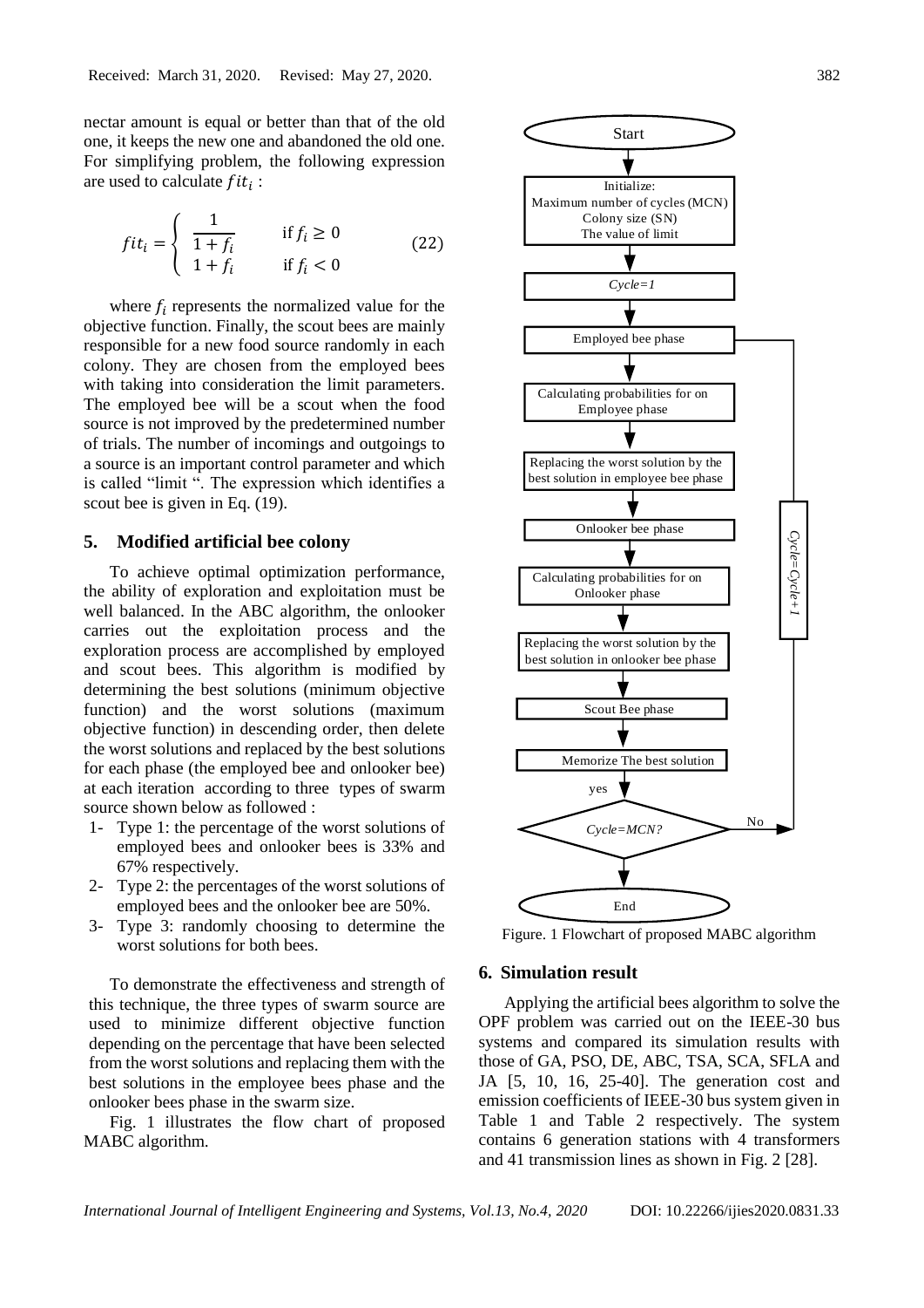nectar amount is equal or better than that of the old one, it keeps the new one and abandoned the old one. For simplifying problem, the following expression are used to calculate $fit_i$ :

$$fit_i = \begin{cases} \dfrac{1}{1+f_i} & \text{if } f_i \geq 0 \\ 1+f_i & \text{if } f_i < 0 \end{cases} \tag{22}$$

where $f_i$ represents the normalized value for the objective function. Finally, the scout bees are mainly responsible for a new food source randomly in each colony. They are chosen from the employed bees with taking into consideration the limit parameters. The employed bee will be a scout when the food source is not improved by the predetermined number of trials. The number of incomings and outgoings to a source is an important control parameter and which is called "limit ". The expression which identifies a scout bee is given in Eq. (19).

## 5. Modified artificial bee colony

To achieve optimal optimization performance, the ability of exploration and exploitation must be well balanced. In the ABC algorithm, the onlooker carries out the exploitation process and the exploration process are accomplished by employed and scout bees. This algorithm is modified by determining the best solutions (minimum objective function) and the worst solutions (maximum objective function) in descending order, then delete the worst solutions and replaced by the best solutions for each phase (the employed bee and onlooker bee) at each iteration according to three types of swarm source shown below as followed :

1- Type 1: the percentage of the worst solutions of employed bees and onlooker bees is 33% and 67% respectively.
2- Type 2: the percentages of the worst solutions of employed bees and the onlooker bee are 50%.
3- Type 3: randomly choosing to determine the worst solutions for both bees.

To demonstrate the effectiveness and strength of this technique, the three types of swarm source are used to minimize different objective function depending on the percentage that have been selected from the worst solutions and replacing them with the best solutions in the employee bees phase and the onlooker bees phase in the swarm size.

Fig. 1 illustrates the flow chart of proposed MABC algorithm.

Figure. 1 Flowchart of proposed MABC algorithm

## 6. Simulation result

Applying the artificial bees algorithm to solve the OPF problem was carried out on the IEEE-30 bus systems and compared its simulation results with those of GA, PSO, DE, ABC, TSA, SCA, SFLA and JA [5, 10, 16, 25-40]. The generation cost and emission coefficients of IEEE-30 bus system given in Table 1 and Table 2 respectively. The system contains 6 generation stations with 4 transformers and 41 transmission lines as shown in Fig. 2 [28].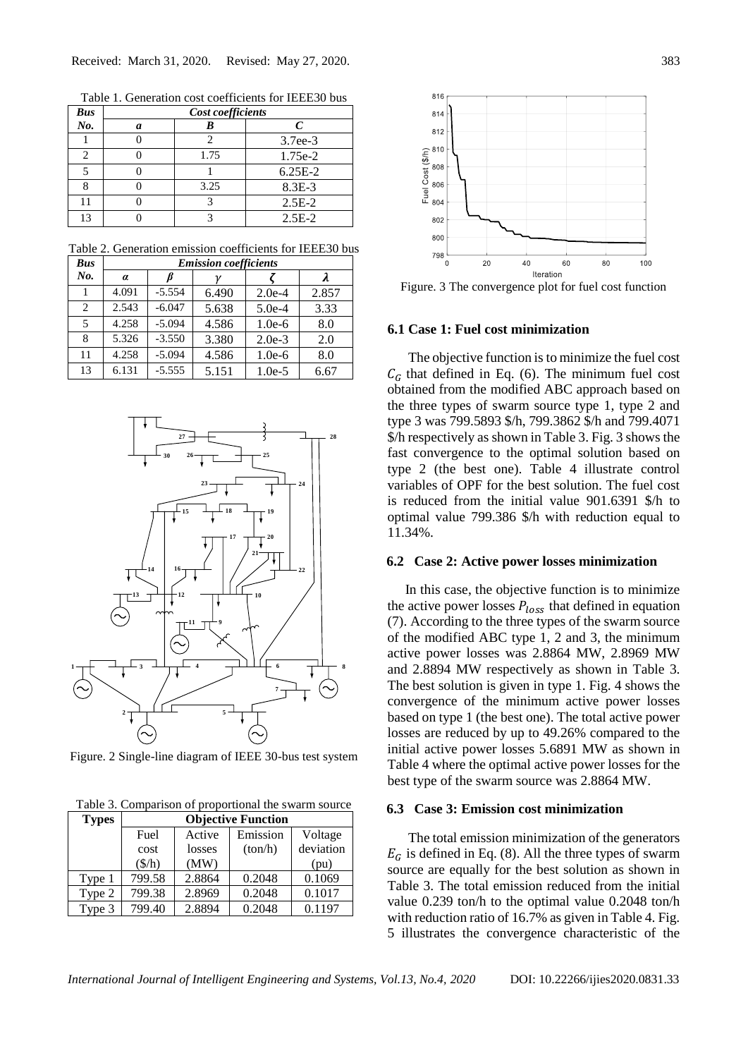Table 1. Generation cost coefficients for IEEE30 bus

| *Bus No.* | *Cost coefficients* | | |
|---|---|---|---|
| | ***a*** | ***B*** | ***C*** |
| 1 | 0 | 2 | 3.7ee-3 |
| 2 | 0 | 1.75 | 1.75e-2 |
| 5 | 0 | 1 | 6.25E-2 |
| 8 | 0 | 3.25 | 8.3E-3 |
| 11 | 0 | 3 | 2.5E-2 |
| 13 | 0 | 3 | 2.5E-2 |

Table 2. Generation emission coefficients for IEEE30 bus

| *Bus No.* | *Emission coefficients* | | | | |
|---|---|---|---|---|---|
| | $\alpha$ | $\beta$ | $\gamma$ | $\zeta$ | $\lambda$ |
| 1 | 4.091 | -5.554 | 6.490 | 2.0e-4 | 2.857 |
| 2 | 2.543 | -6.047 | 5.638 | 5.0e-4 | 3.33 |
| 5 | 4.258 | -5.094 | 4.586 | 1.0e-6 | 8.0 |
| 8 | 5.326 | -3.550 | 3.380 | 2.0e-3 | 2.0 |
| 11 | 4.258 | -5.094 | 4.586 | 1.0e-6 | 8.0 |
| 13 | 6.131 | -5.555 | 5.151 | 1.0e-5 | 6.67 |

Figure. 2 Single-line diagram of IEEE 30-bus test system

Table 3. Comparison of proportional the swarm source

| Types | Objective Function | | | |
|---|---|---|---|---|
| | Fuel cost ($/h) | Active losses (MW) | Emission (ton/h) | Voltage deviation (pu) |
| Type 1 | 799.58 | 2.8864 | 0.2048 | 0.1069 |
| Type 2 | 799.38 | 2.8969 | 0.2048 | 0.1017 |
| Type 3 | 799.40 | 2.8894 | 0.2048 | 0.1197 |

Figure. 3 The convergence plot for fuel cost function

### 6.1 Case 1: Fuel cost minimization

The objective function is to minimize the fuel cost $C_G$ that defined in Eq. (6). The minimum fuel cost obtained from the modified ABC approach based on the three types of swarm source type 1, type 2 and type 3 was 799.5893 $/h, 799.3862 $/h and 799.4071 $/h respectively as shown in Table 3. Fig. 3 shows the fast convergence to the optimal solution based on type 2 (the best one). Table 4 illustrate control variables of OPF for the best solution. The fuel cost is reduced from the initial value 901.6391 $/h to optimal value 799.386 $/h with reduction equal to 11.34%.

### 6.2 Case 2: Active power losses minimization

In this case, the objective function is to minimize the active power losses $P_{loss}$ that defined in equation (7). According to the three types of the swarm source of the modified ABC type 1, 2 and 3, the minimum active power losses was 2.8864 MW, 2.8969 MW and 2.8894 MW respectively as shown in Table 3. The best solution is given in type 1. Fig. 4 shows the convergence of the minimum active power losses based on type 1 (the best one). The total active power losses are reduced by up to 49.26% compared to the initial active power losses 5.6891 MW as shown in Table 4 where the optimal active power losses for the best type of the swarm source was 2.8864 MW.

### 6.3 Case 3: Emission cost minimization

The total emission minimization of the generators $E_G$ is defined in Eq. (8). All the three types of swarm source are equally for the best solution as shown in Table 3. The total emission reduced from the initial value 0.239 ton/h to the optimal value 0.2048 ton/h with reduction ratio of 16.7% as given in Table 4. Fig. 5 illustrates the convergence characteristic of the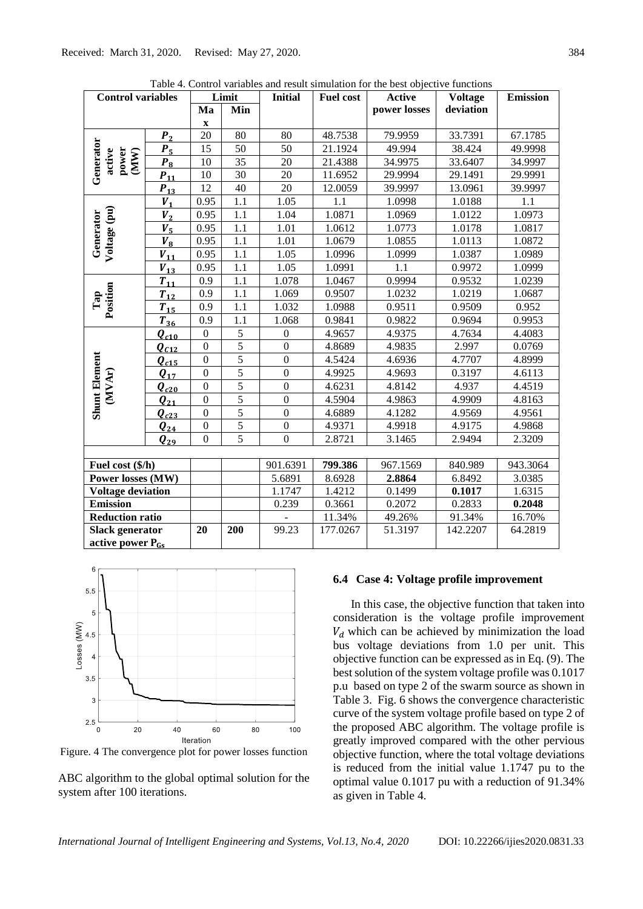Table 4. Control variables and result simulation for the best objective functions

| Control variables | | Limit | | Initial | Fuel cost | Active power losses | Voltage deviation | Emission |
|---|---|---|---|---|---|---|---|---|
| | | Max | Min | | | | | |
| Generator active power (MW) | $P_2$ | 20 | 80 | 80 | 48.7538 | 79.9959 | 33.7391 | 67.1785 |
| | $P_5$ | 15 | 50 | 50 | 21.1924 | 49.994 | 38.424 | 49.9998 |
| | $P_8$ | 10 | 35 | 20 | 21.4388 | 34.9975 | 33.6407 | 34.9997 |
| | $P_{11}$ | 10 | 30 | 20 | 11.6952 | 29.9994 | 29.1491 | 29.9991 |
| | $P_{13}$ | 12 | 40 | 20 | 12.0059 | 39.9997 | 13.0961 | 39.9997 |
| Generator Voltage (pu) | $V_1$ | 0.95 | 1.1 | 1.05 | 1.1 | 1.0998 | 1.0188 | 1.1 |
| | $V_2$ | 0.95 | 1.1 | 1.04 | 1.0871 | 1.0969 | 1.0122 | 1.0973 |
| | $V_5$ | 0.95 | 1.1 | 1.01 | 1.0612 | 1.0773 | 1.0178 | 1.0817 |
| | $V_8$ | 0.95 | 1.1 | 1.01 | 1.0679 | 1.0855 | 1.0113 | 1.0872 |
| | $V_{11}$ | 0.95 | 1.1 | 1.05 | 1.0996 | 1.0999 | 1.0387 | 1.0989 |
| | $V_{13}$ | 0.95 | 1.1 | 1.05 | 1.0991 | 1.1 | 0.9972 | 1.0999 |
| Tap Position | $T_{11}$ | 0.9 | 1.1 | 1.078 | 1.0467 | 0.9994 | 0.9532 | 1.0239 |
| | $T_{12}$ | 0.9 | 1.1 | 1.069 | 0.9507 | 1.0232 | 1.0219 | 1.0687 |
| | $T_{15}$ | 0.9 | 1.1 | 1.032 | 1.0988 | 0.9511 | 0.9509 | 0.952 |
| | $T_{36}$ | 0.9 | 1.1 | 1.068 | 0.9841 | 0.9822 | 0.9694 | 0.9953 |
| Shunt Element (MVAr) | $Q_{c10}$ | 0 | 5 | 0 | 4.9657 | 4.9375 | 4.7634 | 4.4083 |
| | $Q_{C12}$ | 0 | 5 | 0 | 4.8689 | 4.9835 | 2.997 | 0.0769 |
| | $Q_{c15}$ | 0 | 5 | 0 | 4.5424 | 4.6936 | 4.7707 | 4.8999 |
| | $Q_{17}$ | 0 | 5 | 0 | 4.9925 | 4.9693 | 0.3197 | 4.6113 |
| | $Q_{c20}$ | 0 | 5 | 0 | 4.6231 | 4.8142 | 4.937 | 4.4519 |
| | $Q_{21}$ | 0 | 5 | 0 | 4.5904 | 4.9863 | 4.9909 | 4.8163 |
| | $Q_{c23}$ | 0 | 5 | 0 | 4.6889 | 4.1282 | 4.9569 | 4.9561 |
| | $Q_{24}$ | 0 | 5 | 0 | 4.9371 | 4.9918 | 4.9175 | 4.9868 |
| | $Q_{29}$ | 0 | 5 | 0 | 2.8721 | 3.1465 | 2.9494 | 2.3209 |
| **Fuel cost ($/h)** | | | | 901.6391 | **799.386** | 967.1569 | 840.989 | 943.3064 |
| **Power losses (MW)** | | | | 5.6891 | 8.6928 | **2.8864** | 6.8492 | 3.0385 |
| **Voltage deviation** | | | | 1.1747 | 1.4212 | 0.1499 | **0.1017** | 1.6315 |
| **Emission** | | | | 0.239 | 0.3661 | 0.2072 | 0.2833 | **0.2048** |
| **Reduction ratio** | | | | - | 11.34% | 49.26% | 91.34% | 16.70% |
| **Slack generator active power $P_{Gs}$** | | **20** | **200** | 99.23 | 177.0267 | 51.3197 | 142.2207 | 64.2819 |

Figure. 4 The convergence plot for power losses function

ABC algorithm to the global optimal solution for the system after 100 iterations.

### 6.4 Case 4: Voltage profile improvement

In this case, the objective function that taken into consideration is the voltage profile improvement $V_d$ which can be achieved by minimization the load bus voltage deviations from 1.0 per unit. This objective function can be expressed as in Eq. (9). The best solution of the system voltage profile was 0.1017 p.u based on type 2 of the swarm source as shown in Table 3. Fig. 6 shows the convergence characteristic curve of the system voltage profile based on type 2 of the proposed ABC algorithm. The voltage profile is greatly improved compared with the other pervious objective function, where the total voltage deviations is reduced from the initial value 1.1747 pu to the optimal value 0.1017 pu with a reduction of 91.34% as given in Table 4.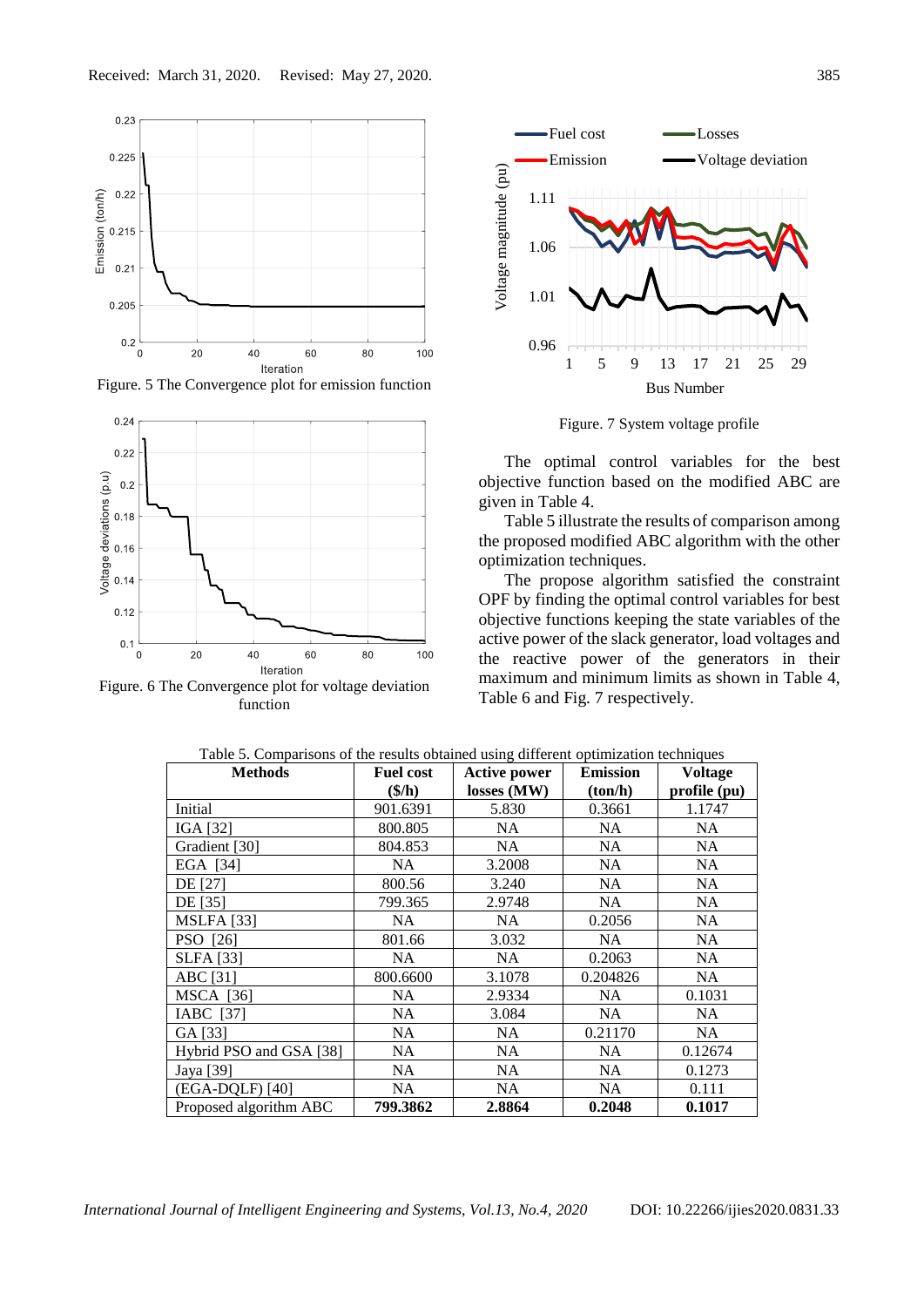Figure. 5 The Convergence plot for emission function

Figure. 6 The Convergence plot for voltage deviation function

Figure. 7 System voltage profile

The optimal control variables for the best objective function based on the modified ABC are given in Table 4.

Table 5 illustrate the results of comparison among the proposed modified ABC algorithm with the other optimization techniques.

The propose algorithm satisfied the constraint OPF by finding the optimal control variables for best objective functions keeping the state variables of the active power of the slack generator, load voltages and the reactive power of the generators in their maximum and minimum limits as shown in Table 4, Table 6 and Fig. 7 respectively.

Table 5. Comparisons of the results obtained using different optimization techniques

| Methods | Fuel cost ($/h) | Active power losses (MW) | Emission (ton/h) | Voltage profile (pu) |
|---|---|---|---|---|
| Initial | 901.6391 | 5.830 | 0.3661 | 1.1747 |
| IGA [32] | 800.805 | NA | NA | NA |
| Gradient [30] | 804.853 | NA | NA | NA |
| EGA [34] | NA | 3.2008 | NA | NA |
| DE [27] | 800.56 | 3.240 | NA | NA |
| DE [35] | 799.365 | 2.9748 | NA | NA |
| MSLFA [33] | NA | NA | 0.2056 | NA |
| PSO [26] | 801.66 | 3.032 | NA | NA |
| SLFA [33] | NA | NA | 0.2063 | NA |
| ABC [31] | 800.6600 | 3.1078 | 0.204826 | NA |
| MSCA [36] | NA | 2.9334 | NA | 0.1031 |
| IABC [37] | NA | 3.084 | NA | NA |
| GA [33] | NA | NA | 0.21170 | NA |
| Hybrid PSO and GSA [38] | NA | NA | NA | 0.12674 |
| Jaya [39] | NA | NA | NA | 0.1273 |
| (EGA-DQLF) [40] | NA | NA | NA | 0.111 |
| Proposed algorithm ABC | **799.3862** | **2.8864** | **0.2048** | **0.1017** |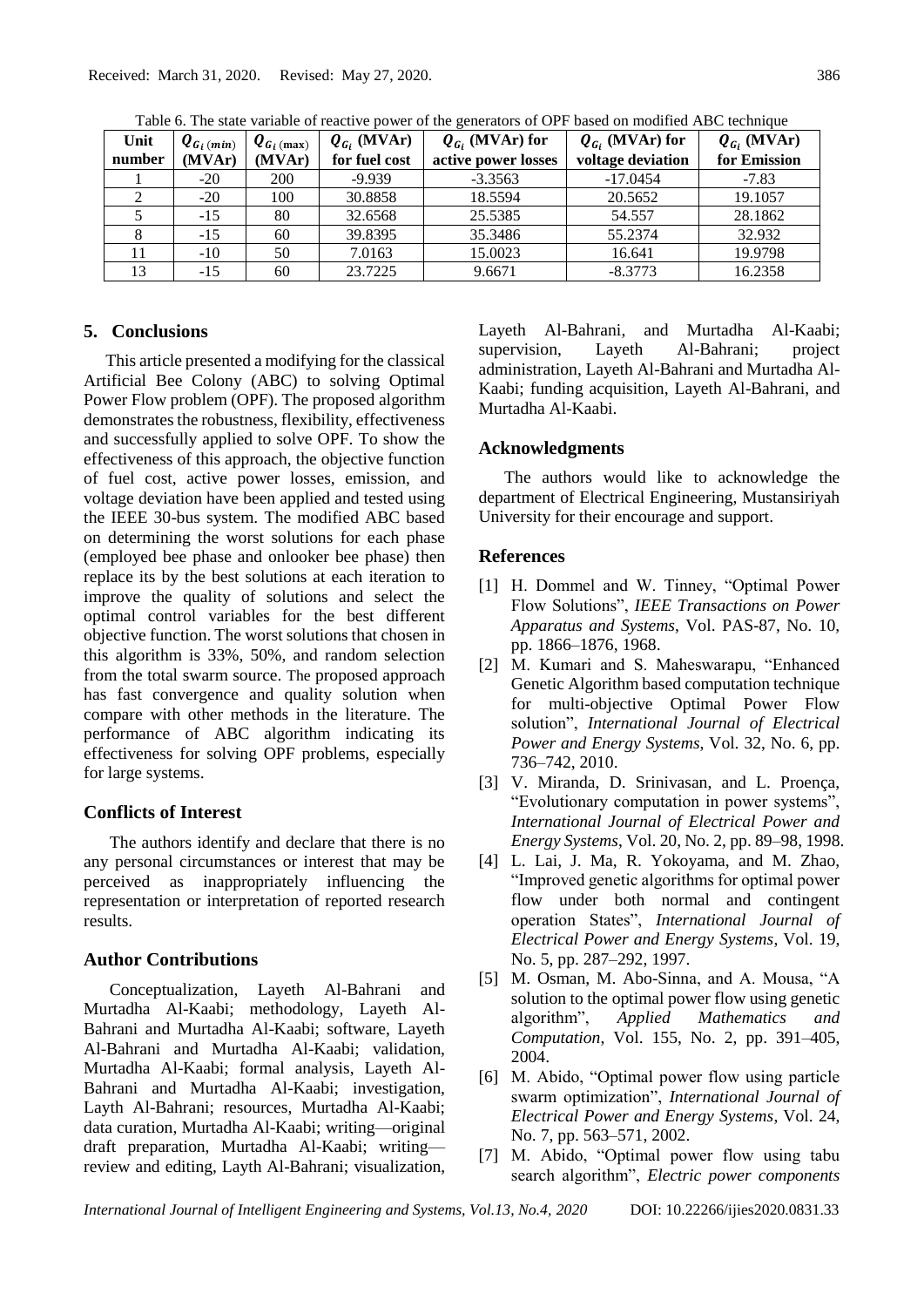Table 6. The state variable of reactive power of the generators of OPF based on modified ABC technique

| Unit number | $Q_{G_i(min)}$ (MVAr) | $Q_{G_i(\max)}$ (MVAr) | $Q_{G_i}$ (MVAr) for fuel cost | $Q_{G_i}$ (MVAr) for active power losses | $Q_{G_i}$ (MVAr) for voltage deviation | $Q_{G_i}$ (MVAr) for Emission |
|---|---|---|---|---|---|---|
| 1 | -20 | 200 | -9.939 | -3.3563 | -17.0454 | -7.83 |
| 2 | -20 | 100 | 30.8858 | 18.5594 | 20.5652 | 19.1057 |
| 5 | -15 | 80 | 32.6568 | 25.5385 | 54.557 | 28.1862 |
| 8 | -15 | 60 | 39.8395 | 35.3486 | 55.2374 | 32.932 |
| 11 | -10 | 50 | 7.0163 | 15.0023 | 16.641 | 19.9798 |
| 13 | -15 | 60 | 23.7225 | 9.6671 | -8.3773 | 16.2358 |

## 5. Conclusions

This article presented a modifying for the classical Artificial Bee Colony (ABC) to solving Optimal Power Flow problem (OPF). The proposed algorithm demonstrates the robustness, flexibility, effectiveness and successfully applied to solve OPF. To show the effectiveness of this approach, the objective function of fuel cost, active power losses, emission, and voltage deviation have been applied and tested using the IEEE 30-bus system. The modified ABC based on determining the worst solutions for each phase (employed bee phase and onlooker bee phase) then replace its by the best solutions at each iteration to improve the quality of solutions and select the optimal control variables for the best different objective function. The worst solutions that chosen in this algorithm is 33%, 50%, and random selection from the total swarm source. The proposed approach has fast convergence and quality solution when compare with other methods in the literature. The performance of ABC algorithm indicating its effectiveness for solving OPF problems, especially for large systems.

### Conflicts of Interest

The authors identify and declare that there is no any personal circumstances or interest that may be perceived as inappropriately influencing the representation or interpretation of reported research results.

### Author Contributions

Conceptualization, Layeth Al-Bahrani and Murtadha Al-Kaabi; methodology, Layeth Al-Bahrani and Murtadha Al-Kaabi; software, Layeth Al-Bahrani and Murtadha Al-Kaabi; validation, Murtadha Al-Kaabi; formal analysis, Layeth Al-Bahrani and Murtadha Al-Kaabi; investigation, Layth Al-Bahrani; resources, Murtadha Al-Kaabi; data curation, Murtadha Al-Kaabi; writing—original draft preparation, Murtadha Al-Kaabi; writing—review and editing, Layth Al-Bahrani; visualization, Layeth Al-Bahrani, and Murtadha Al-Kaabi; supervision, Layeth Al-Bahrani; project administration, Layeth Al-Bahrani and Murtadha Al-Kaabi; funding acquisition, Layeth Al-Bahrani, and Murtadha Al-Kaabi.

### Acknowledgments

The authors would like to acknowledge the department of Electrical Engineering, Mustansiriyah University for their encourage and support.

### References

[1] H. Dommel and W. Tinney, "Optimal Power Flow Solutions", *IEEE Transactions on Power Apparatus and Systems*, Vol. PAS-87, No. 10, pp. 1866–1876, 1968.

[2] M. Kumari and S. Maheswarapu, "Enhanced Genetic Algorithm based computation technique for multi-objective Optimal Power Flow solution", *International Journal of Electrical Power and Energy Systems*, Vol. 32, No. 6, pp. 736–742, 2010.

[3] V. Miranda, D. Srinivasan, and L. Proença, "Evolutionary computation in power systems", *International Journal of Electrical Power and Energy Systems*, Vol. 20, No. 2, pp. 89–98, 1998.

[4] L. Lai, J. Ma, R. Yokoyama, and M. Zhao, "Improved genetic algorithms for optimal power flow under both normal and contingent operation States", *International Journal of Electrical Power and Energy Systems*, Vol. 19, No. 5, pp. 287–292, 1997.

[5] M. Osman, M. Abo-Sinna, and A. Mousa, "A solution to the optimal power flow using genetic algorithm", *Applied Mathematics and Computation*, Vol. 155, No. 2, pp. 391–405, 2004.

[6] M. Abido, "Optimal power flow using particle swarm optimization", *International Journal of Electrical Power and Energy Systems*, Vol. 24, No. 7, pp. 563–571, 2002.

[7] M. Abido, "Optimal power flow using tabu search algorithm", *Electric power components*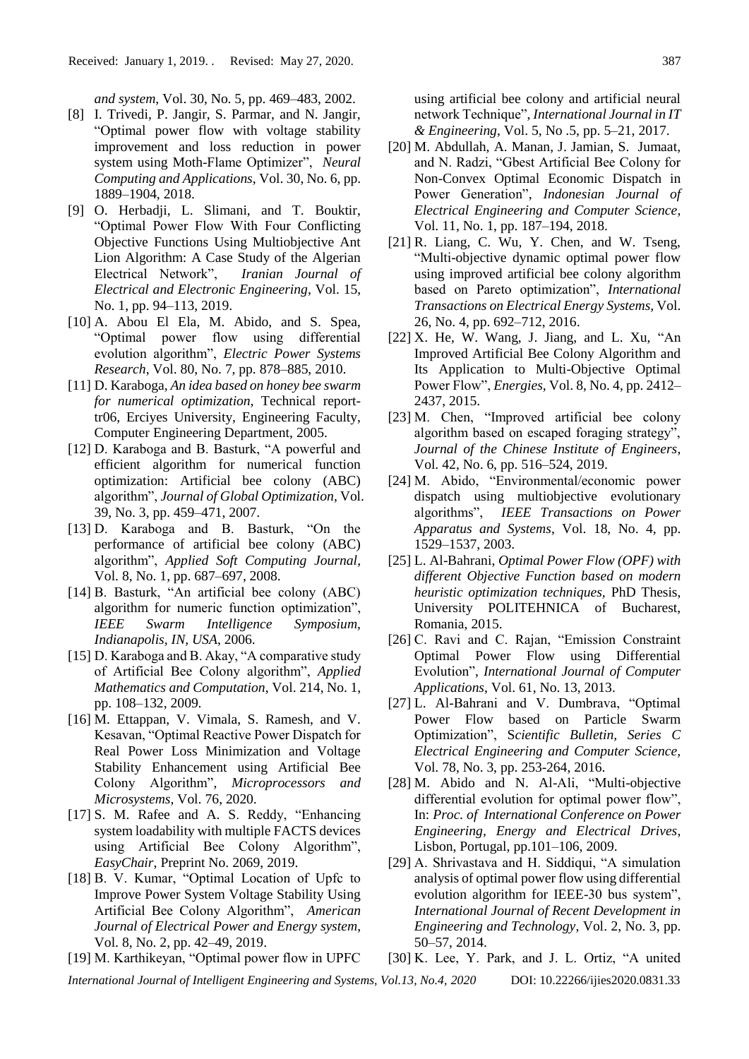*and system*, Vol. 30, No. 5, pp. 469–483, 2002.

[8] I. Trivedi, P. Jangir, S. Parmar, and N. Jangir, "Optimal power flow with voltage stability improvement and loss reduction in power system using Moth-Flame Optimizer", *Neural Computing and Applications*, Vol. 30, No. 6, pp. 1889–1904, 2018.

[9] O. Herbadji, L. Slimani, and T. Bouktir, "Optimal Power Flow With Four Conflicting Objective Functions Using Multiobjective Ant Lion Algorithm: A Case Study of the Algerian Electrical Network", *Iranian Journal of Electrical and Electronic Engineering*, Vol. 15, No. 1, pp. 94–113, 2019.

[10] A. Abou El Ela, M. Abido, and S. Spea, "Optimal power flow using differential evolution algorithm", *Electric Power Systems Research*, Vol. 80, No. 7, pp. 878–885, 2010.

[11] D. Karaboga, *An idea based on honey bee swarm for numerical optimization,* Technical report-tr06, Erciyes University, Engineering Faculty, Computer Engineering Department, 2005.

[12] D. Karaboga and B. Basturk, "A powerful and efficient algorithm for numerical function optimization: Artificial bee colony (ABC) algorithm", *Journal of Global Optimization*, Vol. 39, No. 3, pp. 459–471, 2007.

[13] D. Karaboga and B. Basturk, "On the performance of artificial bee colony (ABC) algorithm", *Applied Soft Computing Journal*, Vol. 8, No. 1, pp. 687–697, 2008.

[14] B. Basturk, "An artificial bee colony (ABC) algorithm for numeric function optimization", *IEEE Swarm Intelligence Symposium, Indianapolis, IN, USA*, 2006.

[15] D. Karaboga and B. Akay, "A comparative study of Artificial Bee Colony algorithm", *Applied Mathematics and Computation*, Vol. 214, No. 1, pp. 108–132, 2009.

[16] M. Ettappan, V. Vimala, S. Ramesh, and V. Kesavan, "Optimal Reactive Power Dispatch for Real Power Loss Minimization and Voltage Stability Enhancement using Artificial Bee Colony Algorithm", *Microprocessors and Microsystems*, Vol. 76, 2020.

[17] S. M. Rafee and A. S. Reddy, "Enhancing system loadability with multiple FACTS devices using Artificial Bee Colony Algorithm", *EasyChair*, Preprint No. 2069, 2019.

[18] B. V. Kumar, "Optimal Location of Upfc to Improve Power System Voltage Stability Using Artificial Bee Colony Algorithm", *American Journal of Electrical Power and Energy system*, Vol. 8, No. 2, pp. 42–49, 2019.

[19] M. Karthikeyan, "Optimal power flow in UPFC using artificial bee colony and artificial neural network Technique", *International Journal in IT & Engineering*, Vol. 5, No .5, pp. 5–21, 2017.

[20] M. Abdullah, A. Manan, J. Jamian, S. Jumaat, and N. Radzi, "Gbest Artificial Bee Colony for Non-Convex Optimal Economic Dispatch in Power Generation", *Indonesian Journal of Electrical Engineering and Computer Science*, Vol. 11, No. 1, pp. 187–194, 2018.

[21] R. Liang, C. Wu, Y. Chen, and W. Tseng, "Multi-objective dynamic optimal power flow using improved artificial bee colony algorithm based on Pareto optimization", *International Transactions on Electrical Energy Systems,* Vol. 26, No. 4, pp. 692–712, 2016.

[22] X. He, W. Wang, J. Jiang, and L. Xu, "An Improved Artificial Bee Colony Algorithm and Its Application to Multi-Objective Optimal Power Flow", *Energies,* Vol. 8, No. 4, pp. 2412–2437, 2015.

[23] M. Chen, "Improved artificial bee colony algorithm based on escaped foraging strategy", *Journal of the Chinese Institute of Engineers*, Vol. 42, No. 6, pp. 516–524, 2019.

[24] M. Abido, "Environmental/economic power dispatch using multiobjective evolutionary algorithms", *IEEE Transactions on Power Apparatus and Systems*, Vol. 18, No. 4, pp. 1529–1537, 2003.

[25] L. Al-Bahrani, *Optimal Power Flow (OPF) with different Objective Function based on modern heuristic optimization techniques,* PhD Thesis, University POLITEHNICA of Bucharest, Romania, 2015.

[26] C. Ravi and C. Rajan, "Emission Constraint Optimal Power Flow using Differential Evolution", *International Journal of Computer Applications*, Vol. 61, No. 13, 2013.

[27] L. Al-Bahrani and V. Dumbrava, "Optimal Power Flow based on Particle Swarm Optimization", *Scientific Bulletin, Series C Electrical Engineering and Computer Science,* Vol. 78, No. 3, pp. 253-264, 2016.

[28] M. Abido and N. Al-Ali, "Multi-objective differential evolution for optimal power flow", In: *Proc. of International Conference on Power Engineering, Energy and Electrical Drives*, Lisbon, Portugal, pp.101–106, 2009.

[29] A. Shrivastava and H. Siddiqui, "A simulation analysis of optimal power flow using differential evolution algorithm for IEEE-30 bus system", *International Journal of Recent Development in Engineering and Technology*, Vol. 2, No. 3, pp. 50–57, 2014.

[30] K. Lee, Y. Park, and J. L. Ortiz, "A united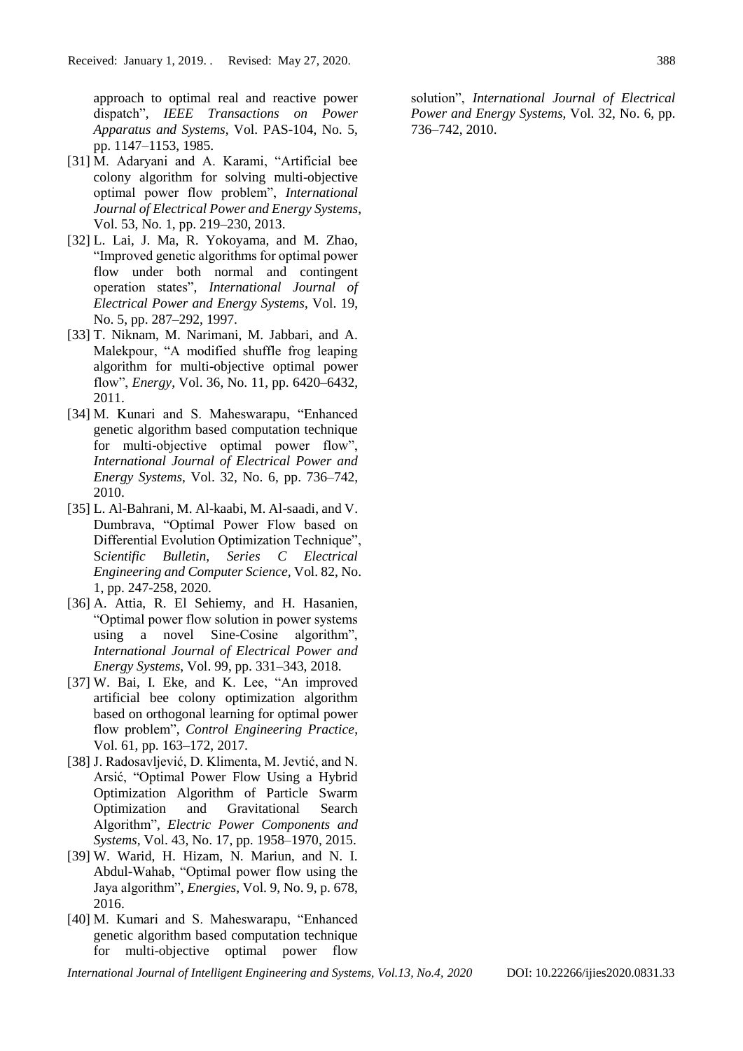approach to optimal real and reactive power dispatch", *IEEE Transactions on Power Apparatus and Systems*, Vol. PAS-104, No. 5, pp. 1147–1153, 1985.

[31] M. Adaryani and A. Karami, "Artificial bee colony algorithm for solving multi-objective optimal power flow problem", *International Journal of Electrical Power and Energy Systems*, Vol. 53, No. 1, pp. 219–230, 2013.

[32] L. Lai, J. Ma, R. Yokoyama, and M. Zhao, "Improved genetic algorithms for optimal power flow under both normal and contingent operation states", *International Journal of Electrical Power and Energy Systems*, Vol. 19, No. 5, pp. 287–292, 1997.

[33] T. Niknam, M. Narimani, M. Jabbari, and A. Malekpour, "A modified shuffle frog leaping algorithm for multi-objective optimal power flow", *Energy*, Vol. 36, No. 11, pp. 6420–6432, 2011.

[34] M. Kunari and S. Maheswarapu, "Enhanced genetic algorithm based computation technique for multi-objective optimal power flow", *International Journal of Electrical Power and Energy Systems*, Vol. 32, No. 6, pp. 736–742, 2010.

[35] L. Al-Bahrani, M. Al-kaabi, M. Al-saadi, and V. Dumbrava, "Optimal Power Flow based on Differential Evolution Optimization Technique", S*cientific Bulletin, Series C Electrical Engineering and Computer Science*, Vol. 82, No. 1, pp. 247-258, 2020.

[36] A. Attia, R. El Sehiemy, and H. Hasanien, "Optimal power flow solution in power systems using a novel Sine-Cosine algorithm", *International Journal of Electrical Power and Energy Systems*, Vol. 99, pp. 331–343, 2018.

[37] W. Bai, I. Eke, and K. Lee, "An improved artificial bee colony optimization algorithm based on orthogonal learning for optimal power flow problem", *Control Engineering Practice*, Vol. 61, pp. 163–172, 2017.

[38] J. Radosavljević, D. Klimenta, M. Jevtić, and N. Arsić, "Optimal Power Flow Using a Hybrid Optimization Algorithm of Particle Swarm Optimization and Gravitational Search Algorithm", *Electric Power Components and Systems*, Vol. 43, No. 17, pp. 1958–1970, 2015.

[39] W. Warid, H. Hizam, N. Mariun, and N. I. Abdul-Wahab, "Optimal power flow using the Jaya algorithm", *Energies*, Vol. 9, No. 9, p. 678, 2016.

[40] M. Kumari and S. Maheswarapu, "Enhanced genetic algorithm based computation technique for multi-objective optimal power flow solution", *International Journal of Electrical Power and Energy Systems*, Vol. 32, No. 6, pp. 736–742, 2010.